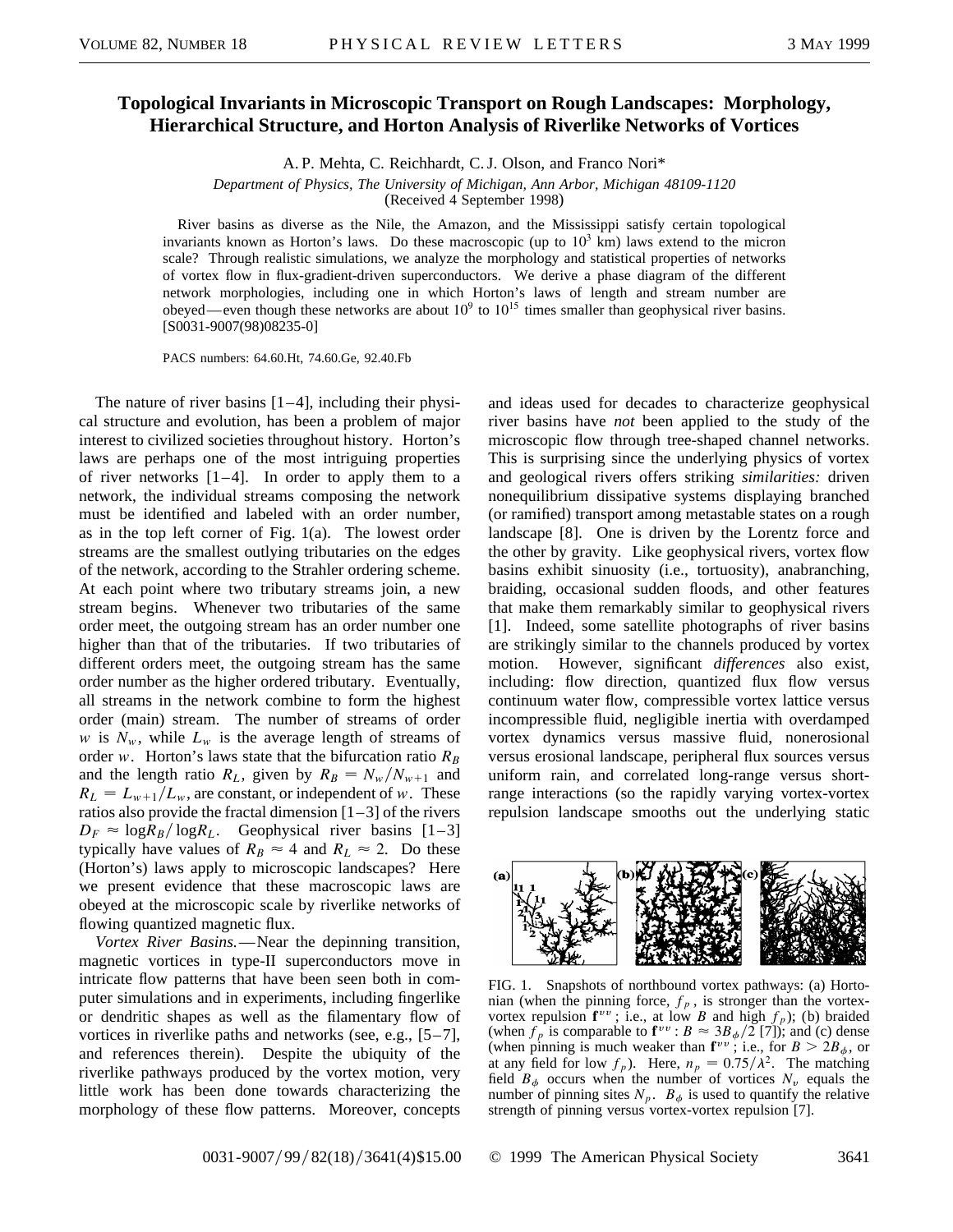# Topological Invariants in Microscopic Transport on Rough Landscapes: Morphology, Hierarchical Structure, and Horton Analysis of Riverlike Networks of Vortices

A. P. Mehta, C. Reichhardt, C. J. Olson, and Franco Nori*

*Department of Physics, The University of Michigan, Ann Arbor, Michigan 48109-1120*

(Received 4 September 1998)

River basins as diverse as the Nile, the Amazon, and the Mississippi satisfy certain topological invariants known as Horton's laws. Do these macroscopic (up to $10^3$ km) laws extend to the micron scale? Through realistic simulations, we analyze the morphology and statistical properties of networks of vortex flow in flux-gradient-driven superconductors. We derive a phase diagram of the different network morphologies, including one in which Horton's laws of length and stream number are obeyed—even though these networks are about $10^9$ to $10^{15}$ times smaller than geophysical river basins. [S0031-9007(98)08235-0]

PACS numbers: 64.60.Ht, 74.60.Ge, 92.40.Fb

The nature of river basins [1–4], including their physical structure and evolution, has been a problem of major interest to civilized societies throughout history. Horton's laws are perhaps one of the most intriguing properties of river networks [1–4]. In order to apply them to a network, the individual streams composing the network must be identified and labeled with an order number, as in the top left corner of Fig. 1(a). The lowest order streams are the smallest outlying tributaries on the edges of the network, according to the Strahler ordering scheme. At each point where two tributary streams join, a new stream begins. Whenever two tributaries of the same order meet, the outgoing stream has an order number one higher than that of the tributaries. If two tributaries of different orders meet, the outgoing stream has the same order number as the higher ordered tributary. Eventually, all streams in the network combine to form the highest order (main) stream. The number of streams of order $w$ is $N_w$, while $L_w$ is the average length of streams of order $w$. Horton's laws state that the bifurcation ratio $R_B$ and the length ratio $R_L$, given by $R_B = N_w/N_{w+1}$ and $R_L = L_{w+1}/L_w$, are constant, or independent of $w$. These ratios also provide the fractal dimension [1–3] of the rivers $D_F \approx \log R_B/\log R_L$. Geophysical river basins [1–3] typically have values of $R_B \approx 4$ and $R_L \approx 2$. Do these (Horton's) laws apply to microscopic landscapes? Here we present evidence that these macroscopic laws are obeyed at the microscopic scale by riverlike networks of flowing quantized magnetic flux.

*Vortex River Basins.*—Near the depinning transition, magnetic vortices in type-II superconductors move in intricate flow patterns that have been seen both in computer simulations and in experiments, including fingerlike or dendritic shapes as well as the filamentary flow of vortices in riverlike paths and networks (see, e.g., [5–7], and references therein). Despite the ubiquity of the riverlike pathways produced by the vortex motion, very little work has been done towards characterizing the morphology of these flow patterns. Moreover, concepts and ideas used for decades to characterize geophysical river basins have *not* been applied to the study of the microscopic flow through tree-shaped channel networks. This is surprising since the underlying physics of vortex and geological rivers offers striking *similarities:* driven nonequilibrium dissipative systems displaying branched (or ramified) transport among metastable states on a rough landscape [8]. One is driven by the Lorentz force and the other by gravity. Like geophysical rivers, vortex flow basins exhibit sinuosity (i.e., tortuosity), anabranching, braiding, occasional sudden floods, and other features that make them remarkably similar to geophysical rivers [1]. Indeed, some satellite photographs of river basins are strikingly similar to the channels produced by vortex motion. However, significant *differences* also exist, including: flow direction, quantized flux flow versus continuum water flow, compressible vortex lattice versus incompressible fluid, negligible inertia with overdamped vortex dynamics versus massive fluid, nonerosional versus erosional landscape, peripheral flux sources versus uniform rain, and correlated long-range versus short-range interactions (so the rapidly varying vortex-vortex repulsion landscape smooths out the underlying static

FIG. 1. Snapshots of northbound vortex pathways: (a) Hortonian (when the pinning force, $f_p$, is stronger than the vortex-vortex repulsion $\mathbf{f}^{vv}$; i.e., at low $B$ and high $f_p$); (b) braided (when $f_p$ is comparable to $\mathbf{f}^{vv}$: $B \approx 3B_\phi/2$ [7]); and (c) dense (when pinning is much weaker than $\mathbf{f}^{vv}$; i.e., for $B > 2B_\phi$, or at any field for low $f_p$). Here, $n_p = 0.75/\lambda^2$. The matching field $B_\phi$ occurs when the number of vortices $N_v$ equals the number of pinning sites $N_p$. $B_\phi$ is used to quantify the relative strength of pinning versus vortex-vortex repulsion [7].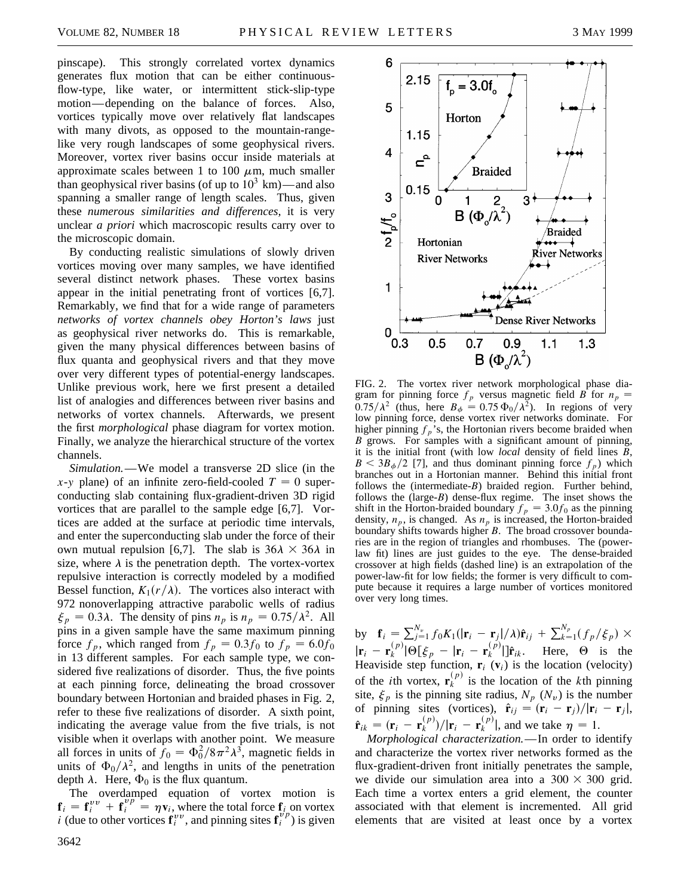pinscape). This strongly correlated vortex dynamics generates flux motion that can be either continuous-flow-type, like water, or intermittent stick-slip-type motion—depending on the balance of forces. Also, vortices typically move over relatively flat landscapes with many divots, as opposed to the mountain-range-like very rough landscapes of some geophysical rivers. Moreover, vortex river basins occur inside materials at approximate scales between 1 to 100 $\mu$m, much smaller than geophysical river basins (of up to $10^3$ km)—and also spanning a smaller range of length scales. Thus, given these *numerous similarities and differences*, it is very unclear *a priori* which macroscopic results carry over to the microscopic domain.

By conducting realistic simulations of slowly driven vortices moving over many samples, we have identified several distinct network phases. These vortex basins appear in the initial penetrating front of vortices [6,7]. Remarkably, we find that for a wide range of parameters *networks of vortex channels obey Horton's laws* just as geophysical river networks do. This is remarkable, given the many physical differences between basins of flux quanta and geophysical rivers and that they move over very different types of potential-energy landscapes. Unlike previous work, here we first present a detailed list of analogies and differences between river basins and networks of vortex channels. Afterwards, we present the first *morphological* phase diagram for vortex motion. Finally, we analyze the hierarchical structure of the vortex channels.

*Simulation.*—We model a transverse 2D slice (in the $x$-$y$ plane) of an infinite zero-field-cooled $T = 0$ superconducting slab containing flux-gradient-driven 3D rigid vortices that are parallel to the sample edge [6,7]. Vortices are added at the surface at periodic time intervals, and enter the superconducting slab under the force of their own mutual repulsion [6,7]. The slab is $36\lambda \times 36\lambda$ in size, where $\lambda$ is the penetration depth. The vortex-vortex repulsive interaction is correctly modeled by a modified Bessel function, $K_1(r/\lambda)$. The vortices also interact with 972 nonoverlapping attractive parabolic wells of radius $\xi_p = 0.3\lambda$. The density of pins $n_p$ is $n_p = 0.75/\lambda^2$. All pins in a given sample have the same maximum pinning force $f_p$, which ranged from $f_p = 0.3 f_0$ to $f_p = 6.0 f_0$ in 13 different samples. For each sample type, we considered five realizations of disorder. Thus, the five points at each pinning force, delineating the broad crossover boundary between Hortonian and braided phases in Fig. 2, refer to these five realizations of disorder. A sixth point, indicating the average value from the five trials, is not visible when it overlaps with another point. We measure all forces in units of $f_0 = \Phi_0^2/8\pi^2\lambda^3$, magnetic fields in units of $\Phi_0/\lambda^2$, and lengths in units of the penetration depth $\lambda$. Here, $\Phi_0$ is the flux quantum.

The overdamped equation of vortex motion is $\mathbf{f}_i = \mathbf{f}_i^{vv} + \mathbf{f}_i^{vp} = \eta \mathbf{v}_i$, where the total force $\mathbf{f}_i$ on vortex $i$ (due to other vortices $\mathbf{f}_i^{vv}$, and pinning sites $\mathbf{f}_i^{vp}$) is given by $\mathbf{f}_i = \sum_{j=1}^{N_v} f_0 K_1(|\mathbf{r}_i - \mathbf{r}_j|/\lambda)\hat{\mathbf{r}}_{ij} + \sum_{k=1}^{N_p} (f_p/\xi_p) \times |\mathbf{r}_i - \mathbf{r}_k^{(p)}| \Theta[\xi_p - |\mathbf{r}_i - \mathbf{r}_k^{(p)}|]\hat{\mathbf{r}}_{ik}$. Here, $\Theta$ is the Heaviside step function, $\mathbf{r}_i$ ($\mathbf{v}_i$) is the location (velocity) of the $i$th vortex, $\mathbf{r}_k^{(p)}$ is the location of the $k$th pinning site, $\xi_p$ is the pinning site radius, $N_p$ ($N_v$) is the number of pinning sites (vortices), $\hat{\mathbf{r}}_{ij} = (\mathbf{r}_i - \mathbf{r}_j)/|\mathbf{r}_i - \mathbf{r}_j|$, $\hat{\mathbf{r}}_{ik} = (\mathbf{r}_i - \mathbf{r}_k^{(p)})/|\mathbf{r}_i - \mathbf{r}_k^{(p)}|$, and we take $\eta = 1$.

FIG. 2. The vortex river network morphological phase diagram for pinning force $f_p$ versus magnetic field $B$ for $n_p = 0.75/\lambda^2$ (thus, here $B_\phi = 0.75\,\Phi_0/\lambda^2$). In regions of very low pinning force, dense vortex river networks dominate. For higher pinning $f_p$'s, the Hortonian rivers become braided when $B$ grows. For samples with a significant amount of pinning, it is the initial front (with low *local* density of field lines $B$, $B < 3B_\phi/2$ [7], and thus dominant pinning force $f_p$) which branches out in a Hortonian manner. Behind this initial front follows the (intermediate-$B$) braided region. Further behind, follows the (large-$B$) dense-flux regime. The inset shows the shift in the Horton-braided boundary $f_p = 3.0 f_0$ as the pinning density, $n_p$, is changed. As $n_p$ is increased, the Horton-braided boundary shifts towards higher $B$. The broad crossover boundaries are in the region of triangles and rhombuses. The (power-law fit) lines are just guides to the eye. The dense-braided crossover at high fields (dashed line) is an extrapolation of the power-law-fit for low fields; the former is very difficult to compute because it requires a large number of vortices monitored over very long times.

*Morphological characterization.*—In order to identify and characterize the vortex river networks formed as the flux-gradient-driven front initially penetrates the sample, we divide our simulation area into a $300 \times 300$ grid. Each time a vortex enters a grid element, the counter associated with that element is incremented. All grid elements that are visited at least once by a vortex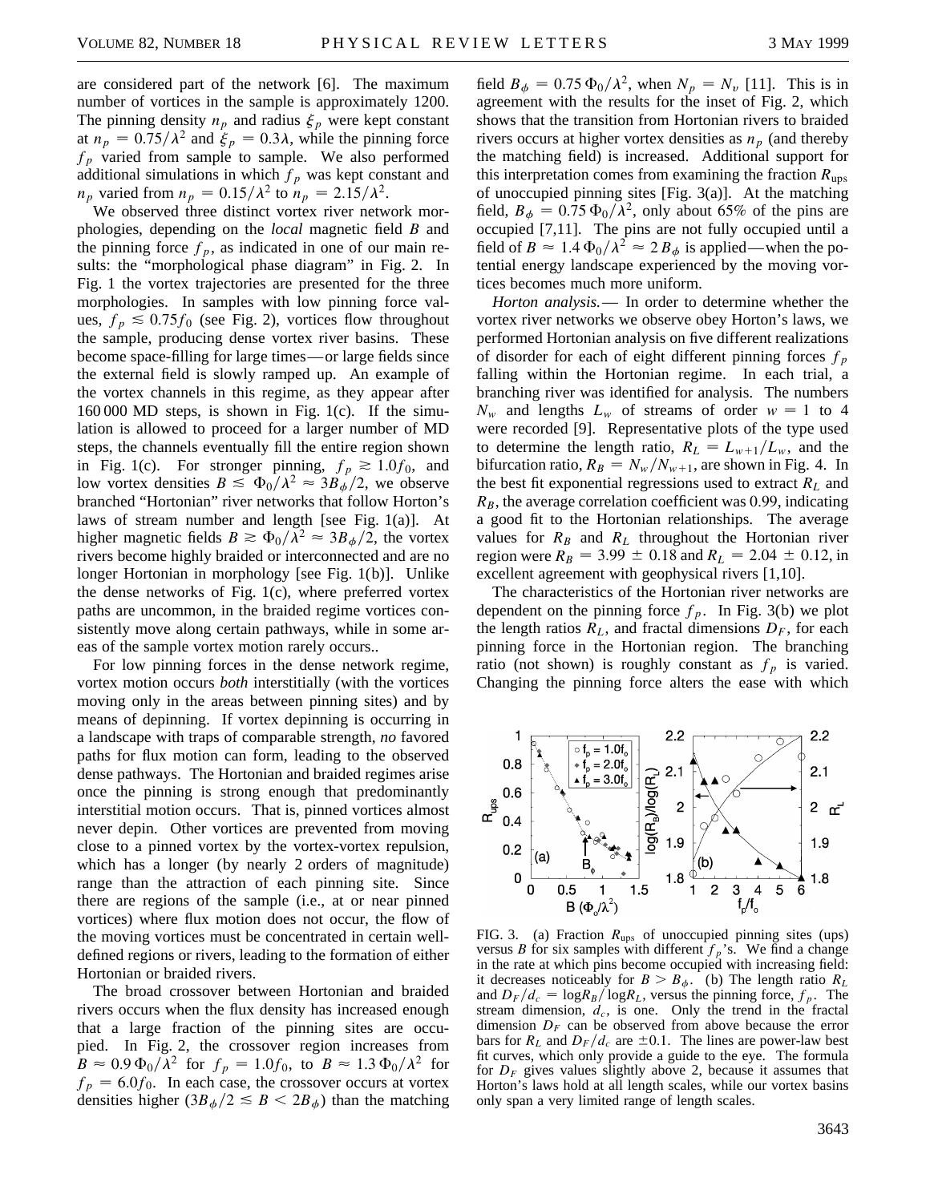are considered part of the network [6]. The maximum number of vortices in the sample is approximately 1200. The pinning density $n_p$ and radius $\xi_p$ were kept constant at $n_p = 0.75/\lambda^2$ and $\xi_p = 0.3\lambda$, while the pinning force $f_p$ varied from sample to sample. We also performed additional simulations in which $f_p$ was kept constant and $n_p$ varied from $n_p = 0.15/\lambda^2$ to $n_p = 2.15/\lambda^2$.

We observed three distinct vortex river network morphologies, depending on the *local* magnetic field $B$ and the pinning force $f_p$, as indicated in one of our main results: the "morphological phase diagram" in Fig. 2. In Fig. 1 the vortex trajectories are presented for the three morphologies. In samples with low pinning force values, $f_p \lesssim 0.75 f_0$ (see Fig. 2), vortices flow throughout the sample, producing dense vortex river basins. These become space-filling for large times—or large fields since the external field is slowly ramped up. An example of the vortex channels in this regime, as they appear after 160 000 MD steps, is shown in Fig. 1(c). If the simulation is allowed to proceed for a larger number of MD steps, the channels eventually fill the entire region shown in Fig. 1(c). For stronger pinning, $f_p \gtrsim 1.0 f_0$, and low vortex densities $B \lesssim \Phi_0/\lambda^2 \approx 3B_\phi/2$, we observe branched "Hortonian" river networks that follow Horton's laws of stream number and length [see Fig. 1(a)]. At higher magnetic fields $B \gtrsim \Phi_0/\lambda^2 \approx 3B_\phi/2$, the vortex rivers become highly braided or interconnected and are no longer Hortonian in morphology [see Fig. 1(b)]. Unlike the dense networks of Fig. 1(c), where preferred vortex paths are uncommon, in the braided regime vortices consistently move along certain pathways, while in some areas of the sample vortex motion rarely occurs..

For low pinning forces in the dense network regime, vortex motion occurs *both* interstitially (with the vortices moving only in the areas between pinning sites) and by means of depinning. If vortex depinning is occurring in a landscape with traps of comparable strength, *no* favored paths for flux motion can form, leading to the observed dense pathways. The Hortonian and braided regimes arise once the pinning is strong enough that predominantly interstitial motion occurs. That is, pinned vortices almost never depin. Other vortices are prevented from moving close to a pinned vortex by the vortex-vortex repulsion, which has a longer (by nearly 2 orders of magnitude) range than the attraction of each pinning site. Since there are regions of the sample (i.e., at or near pinned vortices) where flux motion does not occur, the flow of the moving vortices must be concentrated in certain well-defined regions or rivers, leading to the formation of either Hortonian or braided rivers.

The broad crossover between Hortonian and braided rivers occurs when the flux density has increased enough that a large fraction of the pinning sites are occupied. In Fig. 2, the crossover region increases from $B \approx 0.9\,\Phi_0/\lambda^2$ for $f_p = 1.0 f_0$, to $B \approx 1.3\,\Phi_0/\lambda^2$ for $f_p = 6.0 f_0$. In each case, the crossover occurs at vortex densities higher ($3B_\phi/2 \lesssim B < 2B_\phi$) than the matching field $B_\phi = 0.75\,\Phi_0/\lambda^2$, when $N_p = N_v$ [11]. This is in agreement with the results for the inset of Fig. 2, which shows that the transition from Hortonian rivers to braided rivers occurs at higher vortex densities as $n_p$ (and thereby the matching field) is increased. Additional support for this interpretation comes from examining the fraction $R_{\rm ups}$ of unoccupied pinning sites [Fig. 3(a)]. At the matching field, $B_\phi = 0.75\,\Phi_0/\lambda^2$, only about 65% of the pins are occupied [7,11]. The pins are not fully occupied until a field of $B \approx 1.4\,\Phi_0/\lambda^2 \approx 2\,B_\phi$ is applied—when the potential energy landscape experienced by the moving vortices becomes much more uniform.

*Horton analysis.*— In order to determine whether the vortex river networks we observe obey Horton's laws, we performed Hortonian analysis on five different realizations of disorder for each of eight different pinning forces $f_p$ falling within the Hortonian regime. In each trial, a branching river was identified for analysis. The numbers $N_w$ and lengths $L_w$ of streams of order $w = 1$ to 4 were recorded [9]. Representative plots of the type used to determine the length ratio, $R_L = L_{w+1}/L_w$, and the bifurcation ratio, $R_B = N_w/N_{w+1}$, are shown in Fig. 4. In the best fit exponential regressions used to extract $R_L$ and $R_B$, the average correlation coefficient was 0.99, indicating a good fit to the Hortonian relationships. The average values for $R_B$ and $R_L$ throughout the Hortonian river region were $R_B = 3.99 \pm 0.18$ and $R_L = 2.04 \pm 0.12$, in excellent agreement with geophysical rivers [1,10].

The characteristics of the Hortonian river networks are dependent on the pinning force $f_p$. In Fig. 3(b) we plot the length ratios $R_L$, and fractal dimensions $D_F$, for each pinning force in the Hortonian region. The branching ratio (not shown) is roughly constant as $f_p$ is varied. Changing the pinning force alters the ease with which

FIG. 3. (a) Fraction $R_{\rm ups}$ of unoccupied pinning sites (ups) versus $B$ for six samples with different $f_p$'s. We find a change in the rate at which pins become occupied with increasing field: it decreases noticeably for $B > B_\phi$. (b) The length ratio $R_L$ and $D_F/d_c = \log R_B/\log R_L$, versus the pinning force, $f_p$. The stream dimension, $d_c$, is one. Only the trend in the fractal dimension $D_F$ can be observed from above because the error bars for $R_L$ and $D_F/d_c$ are $\pm 0.1$. The lines are power-law best fit curves, which only provide a guide to the eye. The formula for $D_F$ gives values slightly above 2, because it assumes that Horton's laws hold at all length scales, while our vortex basins only span a very limited range of length scales.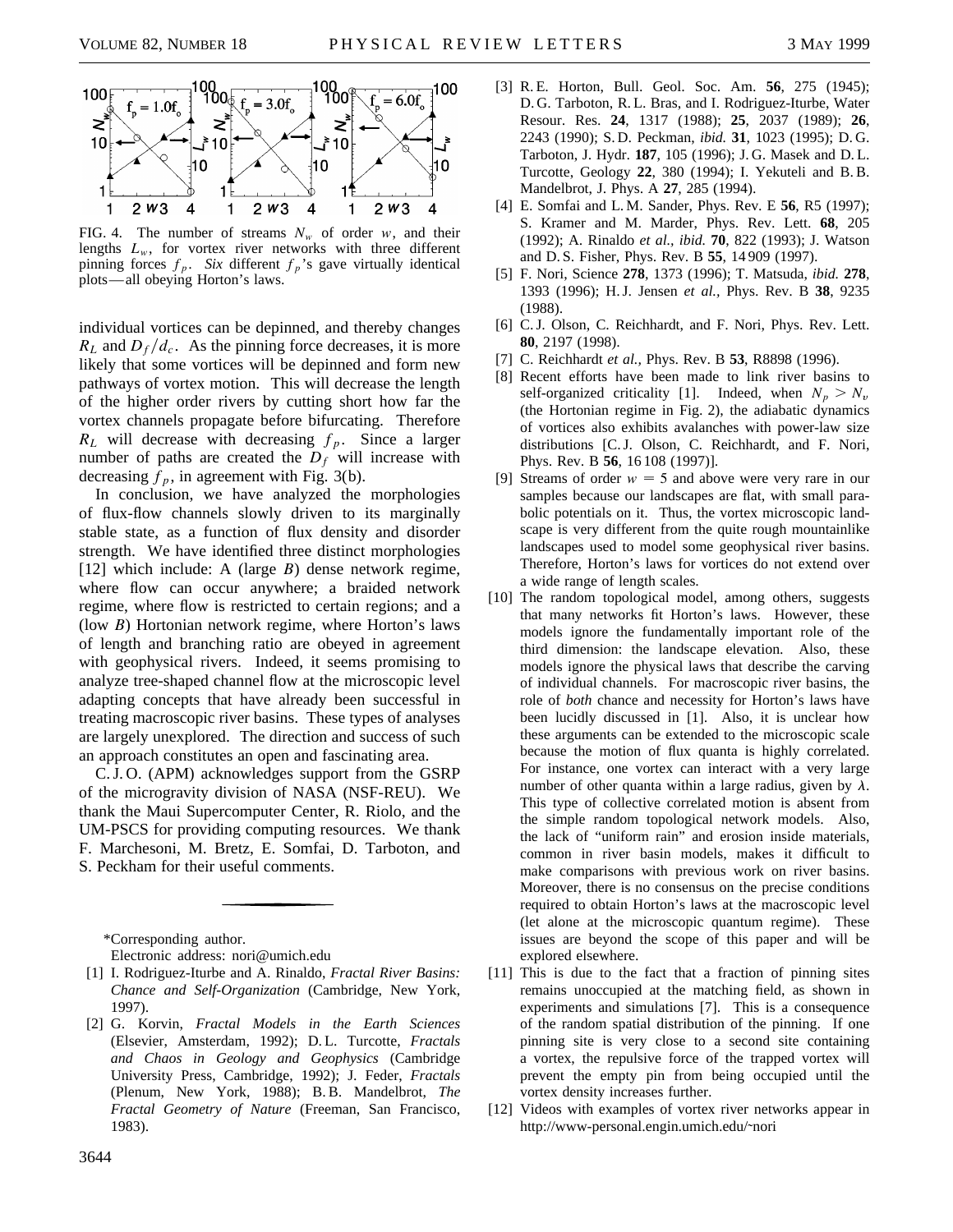$f_p = 1.0f_o$

$f_p = 3.0f_o$

$f_p = 6.0f_o$

100 100 100 100 100 100

$N_w$ $L_w$

10 10 10 10 10 10

1 1 1

1 2 $w$ 3 4 1 2 $w$ 3 4 1 2 $w$ 3 4

FIG. 4. The number of streams $N_w$ of order $w$, and their lengths $L_w$, for vortex river networks with three different pinning forces $f_p$. *Six* different $f_p$'s gave virtually identical plots—all obeying Horton's laws.

individual vortices can be depinned, and thereby changes $R_L$ and $D_f/d_c$. As the pinning force decreases, it is more likely that some vortices will be depinned and form new pathways of vortex motion. This will decrease the length of the higher order rivers by cutting short how far the vortex channels propagate before bifurcating. Therefore $R_L$ will decrease with decreasing $f_p$. Since a larger number of paths are created the $D_f$ will increase with decreasing $f_p$, in agreement with Fig. 3(b).

In conclusion, we have analyzed the morphologies of flux-flow channels slowly driven to its marginally stable state, as a function of flux density and disorder strength. We have identified three distinct morphologies [12] which include: A (large $B$) dense network regime, where flow can occur anywhere; a braided network regime, where flow is restricted to certain regions; and a (low $B$) Hortonian network regime, where Horton's laws of length and branching ratio are obeyed in agreement with geophysical rivers. Indeed, it seems promising to analyze tree-shaped channel flow at the microscopic level adapting concepts that have already been successful in treating macroscopic river basins. These types of analyses are largely unexplored. The direction and success of such an approach constitutes an open and fascinating area.

C. J. O. (APM) acknowledges support from the GSRP of the microgravity division of NASA (NSF-REU). We thank the Maui Supercomputer Center, R. Riolo, and the UM-PSCS for providing computing resources. We thank F. Marchesoni, M. Bretz, E. Somfai, D. Tarboton, and S. Peckham for their useful comments.

---

*Corresponding author.
Electronic address: nori@umich.edu

[1] I. Rodriguez-Iturbe and A. Rinaldo, *Fractal River Basins: Chance and Self-Organization* (Cambridge, New York, 1997).

[2] G. Korvin, *Fractal Models in the Earth Sciences* (Elsevier, Amsterdam, 1992); D. L. Turcotte, *Fractals and Chaos in Geology and Geophysics* (Cambridge University Press, Cambridge, 1992); J. Feder, *Fractals* (Plenum, New York, 1988); B. B. Mandelbrot, *The Fractal Geometry of Nature* (Freeman, San Francisco, 1983).

[3] R. E. Horton, Bull. Geol. Soc. Am. **56**, 275 (1945); D. G. Tarboton, R. L. Bras, and I. Rodriguez-Iturbe, Water Resour. Res. **24**, 1317 (1988); **25**, 2037 (1989); **26**, 2243 (1990); S. D. Peckman, *ibid.* **31**, 1023 (1995); D. G. Tarboton, J. Hydr. **187**, 105 (1996); J. G. Masek and D. L. Turcotte, Geology **22**, 380 (1994); I. Yekuteli and B. B. Mandelbrot, J. Phys. A **27**, 285 (1994).

[4] E. Somfai and L. M. Sander, Phys. Rev. E **56**, R5 (1997); S. Kramer and M. Marder, Phys. Rev. Lett. **68**, 205 (1992); A. Rinaldo *et al., ibid.* **70**, 822 (1993); J. Watson and D. S. Fisher, Phys. Rev. B **55**, 14 909 (1997).

[5] F. Nori, Science **278**, 1373 (1996); T. Matsuda, *ibid.* **278**, 1393 (1996); H. J. Jensen *et al.,* Phys. Rev. B **38**, 9235 (1988).

[6] C. J. Olson, C. Reichhardt, and F. Nori, Phys. Rev. Lett. **80**, 2197 (1998).

[7] C. Reichhardt *et al.,* Phys. Rev. B **53**, R8898 (1996).

[8] Recent efforts have been made to link river basins to self-organized criticality [1]. Indeed, when $N_p > N_v$ (the Hortonian regime in Fig. 2), the adiabatic dynamics of vortices also exhibits avalanches with power-law size distributions [C. J. Olson, C. Reichhardt, and F. Nori, Phys. Rev. B **56**, 16 108 (1997)].

[9] Streams of order $w = 5$ and above were very rare in our samples because our landscapes are flat, with small parabolic potentials on it. Thus, the vortex microscopic landscape is very different from the quite rough mountainlike landscapes used to model some geophysical river basins. Therefore, Horton's laws for vortices do not extend over a wide range of length scales.

[10] The random topological model, among others, suggests that many networks fit Horton's laws. However, these models ignore the fundamentally important role of the third dimension: the landscape elevation. Also, these models ignore the physical laws that describe the carving of individual channels. For macroscopic river basins, the role of *both* chance and necessity for Horton's laws have been lucidly discussed in [1]. Also, it is unclear how these arguments can be extended to the microscopic scale because the motion of flux quanta is highly correlated. For instance, one vortex can interact with a very large number of other quanta within a large radius, given by $\lambda$. This type of collective correlated motion is absent from the simple random topological network models. Also, the lack of "uniform rain" and erosion inside materials, common in river basin models, makes it difficult to make comparisons with previous work on river basins. Moreover, there is no consensus on the precise conditions required to obtain Horton's laws at the macroscopic level (let alone at the microscopic quantum regime). These issues are beyond the scope of this paper and will be explored elsewhere.

[11] This is due to the fact that a fraction of pinning sites remains unoccupied at the matching field, as shown in experiments and simulations [7]. This is a consequence of the random spatial distribution of the pinning. If one pinning site is very close to a second site containing a vortex, the repulsive force of the trapped vortex will prevent the empty pin from being occupied until the vortex density increases further.

[12] Videos with examples of vortex river networks appear in http://www-personal.engin.umich.edu/~nori